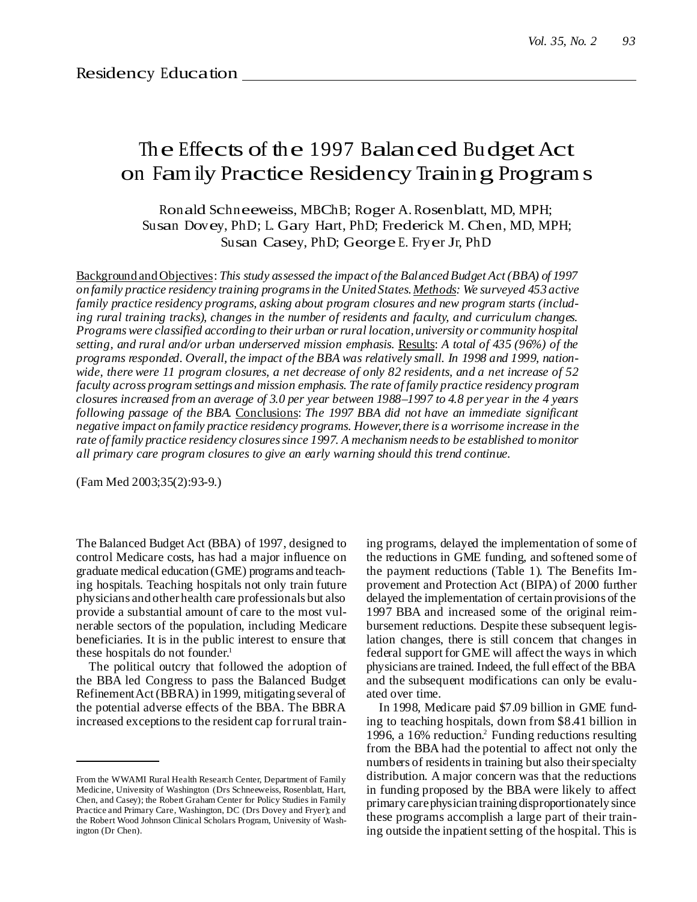Residency Education

# The Effects of the 1997 Balanced Budget Act on Family Practice Residency Training Programs

Ronald Schneeweiss, MBChB; Roger A. Rosenblatt, MD, MPH; Susan Dovey, PhD; L. Gary Hart, PhD; Frederick M. Chen, MD, MPH; Susan Casey, PhD; George E. Fryer Jr, PhD

Background and Objectives: *This study assessed the impact of the Balanced Budget Act (BBA) of 1997 on family practice residency training programs in the United States.* Methods: *We surveyed 453 active family practice residency programs, asking about program closures and new program starts (including rural training tracks), changes in the number of residents and faculty, and curriculum changes. Programs were classified according to their urban or rural location, university or community hospital setting, and rural and/or urban underserved mission emphasis.* Results: *A total of 435 (96%) of the programs responded. Overall, the impact of the BBA was relatively small. In 1998 and 1999, nationwide, there were 11 program closures, a net decrease of only 82 residents, and a net increase of 52 faculty across program settings and mission emphasis. The rate of family practice residency program closures increased from an average of 3.0 per year between 1988–1997 to 4.8 per year in the 4 years following passage of the BBA.* Conclusions: *The 1997 BBA did not have an immediate significant negative impact on family practice residency programs. However, there is a worrisome increase in the rate of family practice residency closures since 1997. A mechanism needs to be established to monitor all primary care program closures to give an early warning should this trend continue.*

(Fam Med 2003;35(2):93-9.)

The Balanced Budget Act (BBA) of 1997, designed to control Medicare costs, has had a major influence on graduate medical education (GME) programs and teaching hospitals. Teaching hospitals not only train future physicians and other health care professionals but also provide a substantial amount of care to the most vulnerable sectors of the population, including Medicare beneficiaries. It is in the public interest to ensure that these hospitals do not founder.[1]

The political outcry that followed the adoption of the BBA led Congress to pass the Balanced Budget Refinement Act (BBRA) in 1999, mitigating several of the potential adverse effects of the BBA. The BBRA increased exceptions to the resident cap for rural training programs, delayed the implementation of some of the reductions in GME funding, and softened some of the payment reductions (Table 1). The Benefits Improvement and Protection Act (BIPA) of 2000 further delayed the implementation of certain provisions of the 1997 BBA and increased some of the original reimbursement reductions. Despite these subsequent legislation changes, there is still concern that changes in federal support for GME will affect the ways in which physicians are trained. Indeed, the full effect of the BBA and the subsequent modifications can only be evaluated over time.

In 1998, Medicare paid $7.09 billion in GME funding to teaching hospitals, down from $8.41 billion in 1996, a 16% reduction.[2] Funding reductions resulting from the BBA had the potential to affect not only the numbers of residents in training but also their specialty distribution. A major concern was that the reductions in funding proposed by the BBA were likely to affect primary care physician training disproportionately since these programs accomplish a large part of their training outside the inpatient setting of the hospital. This is

From the WWAMI Rural Health Research Center, Department of Family Medicine, University of Washington (Drs Schneeweiss, Rosenblatt, Hart, Chen, and Casey); the Robert Graham Center for Policy Studies in Family Practice and Primary Care, Washington, DC (Drs Dovey and Fryer); and the Robert Wood Johnson Clinical Scholars Program, University of Washington (Dr Chen).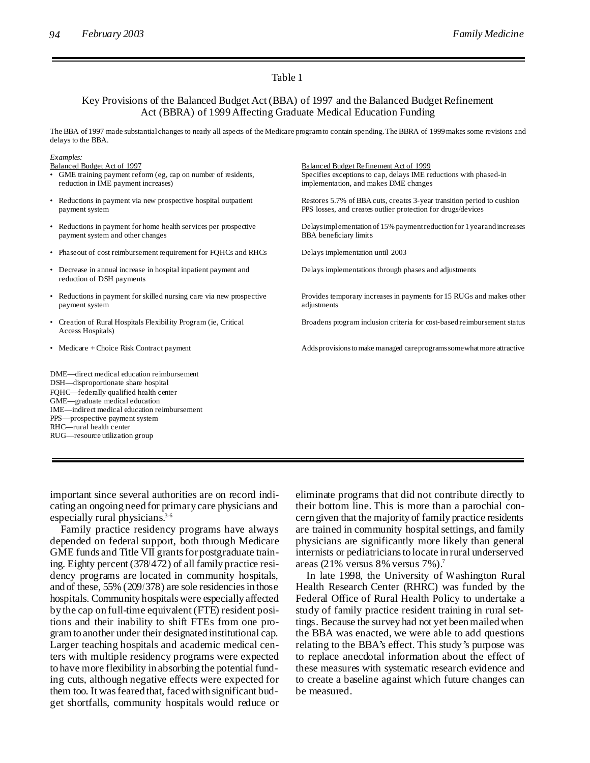Table 1

Key Provisions of the Balanced Budget Act (BBA) of 1997 and the Balanced Budget Refinement Act (BBRA) of 1999 Affecting Graduate Medical Education Funding

The BBA of 1997 made substantial changes to nearly all aspects of the Medicare program to contain spending. The BBRA of 1999 makes some revisions and delays to the BBA.

*Examples:*

| Balanced Budget Act of 1997 | Balanced Budget Refinement Act of 1999 |
|---|---|
| • GME training payment reform (eg, cap on number of residents, reduction in IME payment increases) | Specifies exceptions to cap, delays IME reductions with phased-in implementation, and makes DME changes |
| • Reductions in payment via new prospective hospital outpatient payment system | Restores 5.7% of BBA cuts, creates 3-year transition period to cushion PPS losses, and creates outlier protection for drugs/devices |
| • Reductions in payment for home health services per prospective payment system and other changes | Delays implementation of 15% payment reduction for 1 year and increases BBA beneficiary limits |
| • Phaseout of cost reimbursement requirement for FQHCs and RHCs | Delays implementation until 2003 |
| • Decrease in annual increase in hospital inpatient payment and reduction of DSH payments | Delays implementations through phases and adjustments |
| • Reductions in payment for skilled nursing care via new prospective payment system | Provides temporary increases in payments for 15 RUGs and makes other adjustments |
| • Creation of Rural Hospitals Flexibility Program (ie, Critical Access Hospitals) | Broadens program inclusion criteria for cost-based reimbursement status |
| • Medicare + Choice Risk Contract payment | Adds provisions to make managed care programs somewhat more attractive |

DME—direct medical education reimbursement
DSH—disproportionate share hospital
FQHC—federally qualified health center
GME—graduate medical education
IME—indirect medical education reimbursement
PPS—prospective payment system
RHC—rural health center
RUG—resource utilization group

important since several authorities are on record indicating an ongoing need for primary care physicians and especially rural physicians.[3-6]

Family practice residency programs have always depended on federal support, both through Medicare GME funds and Title VII grants for postgraduate training. Eighty percent (378/472) of all family practice residency programs are located in community hospitals, and of these, 55% (209/378) are sole residencies in those hospitals. Community hospitals were especially affected by the cap on full-time equivalent (FTE) resident positions and their inability to shift FTEs from one program to another under their designated institutional cap. Larger teaching hospitals and academic medical centers with multiple residency programs were expected to have more flexibility in absorbing the potential funding cuts, although negative effects were expected for them too. It was feared that, faced with significant budget shortfalls, community hospitals would reduce or eliminate programs that did not contribute directly to their bottom line. This is more than a parochial concern given that the majority of family practice residents are trained in community hospital settings, and family physicians are significantly more likely than general internists or pediatricians to locate in rural underserved areas (21% versus 8% versus 7%).[7]

In late 1998, the University of Washington Rural Health Research Center (RHRC) was funded by the Federal Office of Rural Health Policy to undertake a study of family practice resident training in rural settings. Because the survey had not yet been mailed when the BBA was enacted, we were able to add questions relating to the BBA's effect. This study's purpose was to replace anecdotal information about the effect of these measures with systematic research evidence and to create a baseline against which future changes can be measured.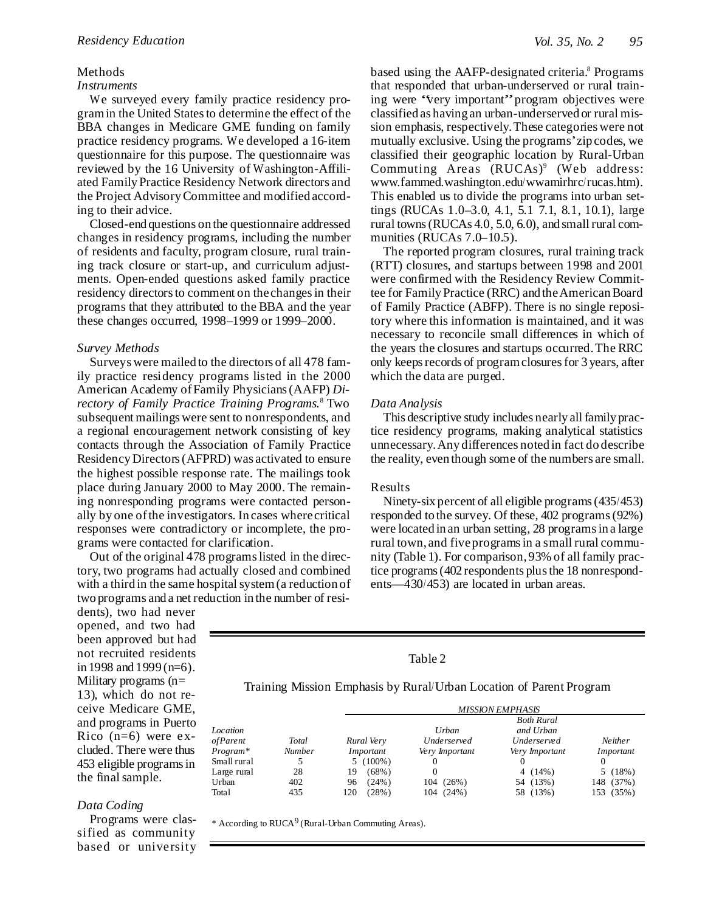## Methods

### *Instruments*

We surveyed every family practice residency program in the United States to determine the effect of the BBA changes in Medicare GME funding on family practice residency programs. We developed a 16-item questionnaire for this purpose. The questionnaire was reviewed by the 16 University of Washington-Affiliated Family Practice Residency Network directors and the Project Advisory Committee and modified according to their advice.

Closed-end questions on the questionnaire addressed changes in residency programs, including the number of residents and faculty, program closure, rural training track closure or start-up, and curriculum adjustments. Open-ended questions asked family practice residency directors to comment on the changes in their programs that they attributed to the BBA and the year these changes occurred, 1998–1999 or 1999–2000.

### *Survey Methods*

Surveys were mailed to the directors of all 478 family practice residency programs listed in the 2000 American Academy of Family Physicians (AAFP) *Directory of Family Practice Training Programs.*[8] Two subsequent mailings were sent to nonrespondents, and a regional encouragement network consisting of key contacts through the Association of Family Practice Residency Directors (AFPRD) was activated to ensure the highest possible response rate. The mailings took place during January 2000 to May 2000. The remaining nonresponding programs were contacted personally by one of the investigators. In cases where critical responses were contradictory or incomplete, the programs were contacted for clarification.

Out of the original 478 programs listed in the directory, two programs had actually closed and combined with a third in the same hospital system (a reduction of two programs and a net reduction in the number of residents), two had never opened, and two had been approved but had not recruited residents in 1998 and 1999 (n=6). Military programs (n=13), which do not receive Medicare GME, and programs in Puerto Rico (n=6) were excluded. There were thus 453 eligible programs in the final sample.

### *Data Coding*

Programs were classified as community based or university based using the AAFP-designated criteria.[8] Programs that responded that urban-underserved or rural training were "very important" program objectives were classified as having an urban-underserved or rural mission emphasis, respectively. These categories were not mutually exclusive. Using the programs' zip codes, we classified their geographic location by Rural-Urban Commuting Areas (RUCAs)[9] (Web address: www.fammed.washington.edu/wwamirhrc/rucas.htm). This enabled us to divide the programs into urban settings (RUCAs 1.0–3.0, 4.1, 5.1 7.1, 8.1, 10.1), large rural towns (RUCAs 4.0, 5.0, 6.0), and small rural communities (RUCAs 7.0–10.5).

The reported program closures, rural training track (RTT) closures, and startups between 1998 and 2001 were confirmed with the Residency Review Committee for Family Practice (RRC) and the American Board of Family Practice (ABFP). There is no single repository where this information is maintained, and it was necessary to reconcile small differences in which of the years the closures and startups occurred. The RRC only keeps records of program closures for 3 years, after which the data are purged.

### *Data Analysis*

This descriptive study includes nearly all family practice residency programs, making analytical statistics unnecessary. Any differences noted in fact do describe the reality, even though some of the numbers are small.

## Results

Ninety-six percent of all eligible programs (435/453) responded to the survey. Of these, 402 programs (92%) were located in an urban setting, 28 programs in a large rural town, and five programs in a small rural community (Table 1). For comparison, 93% of all family practice programs (402 respondents plus the 18 nonrespondents—430/453) are located in urban areas.

Table 2

Training Mission Emphasis by Rural/Urban Location of Parent Program

| | | *MISSION EMPHASIS* | | | |
|---|---|---|---|---|---|
| *Location of Parent Program** | *Total Number* | *Rural Very Important* | *Urban Underserved Very Important* | *Both Rural and Urban Underserved Very Important* | *Neither Important* |
| Small rural | 5 | 5 (100%) | 0 | 0 | 0 |
| Large rural | 28 | 19 (68%) | 0 | 4 (14%) | 5 (18%) |
| Urban | 402 | 96 (24%) | 104 (26%) | 54 (13%) | 148 (37%) |
| Total | 435 | 120 (28%) | 104 (24%) | 58 (13%) | 153 (35%) |

\* According to RUCA[9] (Rural-Urban Commuting Areas).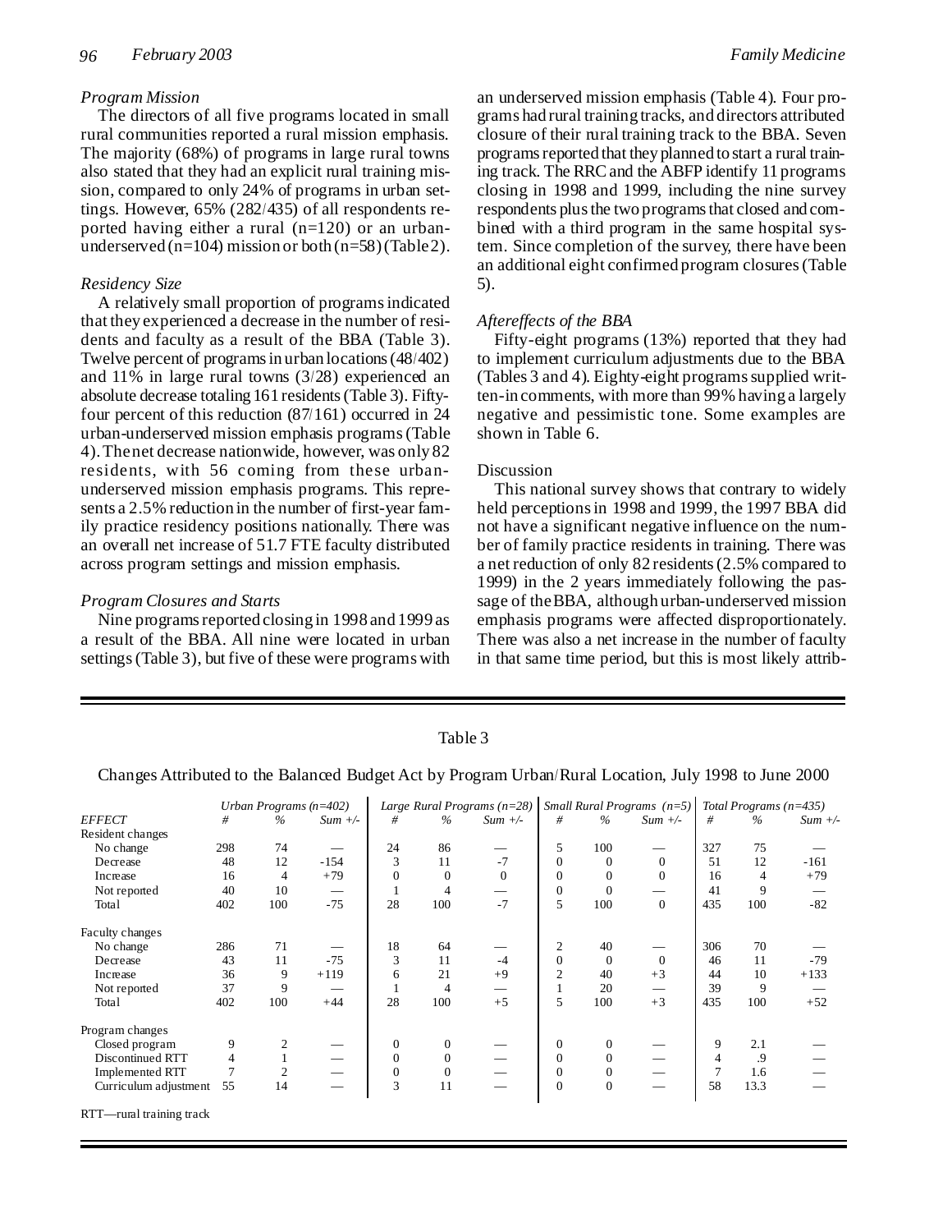### *Program Mission*

The directors of all five programs located in small rural communities reported a rural mission emphasis. The majority (68%) of programs in large rural towns also stated that they had an explicit rural training mission, compared to only 24% of programs in urban settings. However, 65% (282/435) of all respondents reported having either a rural (n=120) or an urban-underserved (n=104) mission or both (n=58) (Table 2).

### *Residency Size*

A relatively small proportion of programs indicated that they experienced a decrease in the number of residents and faculty as a result of the BBA (Table 3). Twelve percent of programs in urban locations (48/402) and 11% in large rural towns (3/28) experienced an absolute decrease totaling 161 residents (Table 3). Fifty-four percent of this reduction (87/161) occurred in 24 urban-underserved mission emphasis programs (Table 4). The net decrease nationwide, however, was only 82 residents, with 56 coming from these urban-underserved mission emphasis programs. This represents a 2.5% reduction in the number of first-year family practice residency positions nationally. There was an overall net increase of 51.7 FTE faculty distributed across program settings and mission emphasis.

### *Program Closures and Starts*

Nine programs reported closing in 1998 and 1999 as a result of the BBA. All nine were located in urban settings (Table 3), but five of these were programs with an underserved mission emphasis (Table 4). Four programs had rural training tracks, and directors attributed closure of their rural training track to the BBA. Seven programs reported that they planned to start a rural training track. The RRC and the ABFP identify 11 programs closing in 1998 and 1999, including the nine survey respondents plus the two programs that closed and combined with a third program in the same hospital system. Since completion of the survey, there have been an additional eight confirmed program closures (Table 5).

### *Aftereffects of the BBA*

Fifty-eight programs (13%) reported that they had to implement curriculum adjustments due to the BBA (Tables 3 and 4). Eighty-eight programs supplied written-in comments, with more than 99% having a largely negative and pessimistic tone. Some examples are shown in Table 6.

## Discussion

This national survey shows that contrary to widely held perceptions in 1998 and 1999, the 1997 BBA did not have a significant negative influence on the number of family practice residents in training. There was a net reduction of only 82 residents (2.5% compared to 1999) in the 2 years immediately following the passage of the BBA, although urban-underserved mission emphasis programs were affected disproportionately. There was also a net increase in the number of faculty in that same time period, but this is most likely attrib-

Table 3

Changes Attributed to the Balanced Budget Act by Program Urban/Rural Location, July 1998 to June 2000

| | *Urban Programs (n=402)* | | | *Large Rural Programs (n=28)* | | | *Small Rural Programs (n=5)* | | | *Total Programs (n=435)* | | |
|---|---|---|---|---|---|---|---|---|---|---|---|---|
| *EFFECT* | *#* | *%* | *Sum +/-* | *#* | *%* | *Sum +/-* | *#* | *%* | *Sum +/-* | *#* | *%* | *Sum +/-* |
| Resident changes | | | | | | | | | | | | |
| No change | 298 | 74 | — | 24 | 86 | — | 5 | 100 | — | 327 | 75 | — |
| Decrease | 48 | 12 | -154 | 3 | 11 | -7 | 0 | 0 | 0 | 51 | 12 | -161 |
| Increase | 16 | 4 | +79 | 0 | 0 | 0 | 0 | 0 | 0 | 16 | 4 | +79 |
| Not reported | 40 | 10 | — | 1 | 4 | — | 0 | 0 | — | 41 | 9 | — |
| Total | 402 | 100 | -75 | 28 | 100 | -7 | 5 | 100 | 0 | 435 | 100 | -82 |
| Faculty changes | | | | | | | | | | | | |
| No change | 286 | 71 | — | 18 | 64 | — | 2 | 40 | — | 306 | 70 | — |
| Decrease | 43 | 11 | -75 | 3 | 11 | -4 | 0 | 0 | 0 | 46 | 11 | -79 |
| Increase | 36 | 9 | +119 | 6 | 21 | +9 | 2 | 40 | +3 | 44 | 10 | +133 |
| Not reported | 37 | 9 | — | 1 | 4 | — | 1 | 20 | — | 39 | 9 | — |
| Total | 402 | 100 | +44 | 28 | 100 | +5 | 5 | 100 | +3 | 435 | 100 | +52 |
| Program changes | | | | | | | | | | | | |
| Closed program | 9 | 2 | — | 0 | 0 | — | 0 | 0 | — | 9 | 2.1 | — |
| Discontinued RTT | 4 | 1 | — | 0 | 0 | — | 0 | 0 | — | 4 | .9 | — |
| Implemented RTT | 7 | 2 | — | 0 | 0 | — | 0 | 0 | — | 7 | 1.6 | — |
| Curriculum adjustment | 55 | 14 | — | 3 | 11 | — | 0 | 0 | — | 58 | 13.3 | — |

RTT—rural training track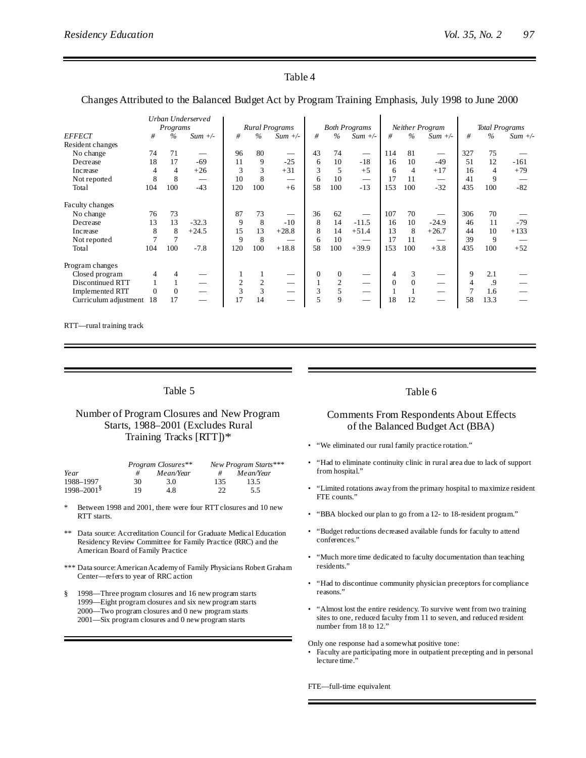## Table 4

### Changes Attributed to the Balanced Budget Act by Program Training Emphasis, July 1998 to June 2000

| EFFECT | Urban Underserved Programs | | | Rural Programs | | | Both Programs | | | Neither Program | | | Total Programs | | |
|---|---|---|---|---|---|---|---|---|---|---|---|---|---|---|---|
| | # | % | Sum +/- | # | % | Sum +/- | # | % | Sum +/- | # | % | Sum +/- | # | % | Sum +/- |
| Resident changes | | | | | | | | | | | | | | | |
| No change | 74 | 71 | — | 96 | 80 | — | 43 | 74 | — | 114 | 81 | — | 327 | 75 | — |
| Decrease | 18 | 17 | -69 | 11 | 9 | -25 | 6 | 10 | -18 | 16 | 10 | -49 | 51 | 12 | -161 |
| Increase | 4 | 4 | +26 | 3 | 3 | +31 | 3 | 5 | +5 | 6 | 4 | +17 | 16 | 4 | +79 |
| Not reported | 8 | 8 | — | 10 | 8 | — | 6 | 10 | — | 17 | 11 | — | 41 | 9 | — |
| Total | 104 | 100 | -43 | 120 | 100 | +6 | 58 | 100 | -13 | 153 | 100 | -32 | 435 | 100 | -82 |
| Faculty changes | | | | | | | | | | | | | | | |
| No change | 76 | 73 | | 87 | 73 | — | 36 | 62 | — | 107 | 70 | — | 306 | 70 | — |
| Decrease | 13 | 13 | -32.3 | 9 | 8 | -10 | 8 | 14 | -11.5 | 16 | 10 | -24.9 | 46 | 11 | -79 |
| Increase | 8 | 8 | +24.5 | 15 | 13 | +28.8 | 8 | 14 | +51.4 | 13 | 8 | +26.7 | 44 | 10 | +133 |
| Not reported | 7 | 7 | | 9 | 8 | — | 6 | 10 | — | 17 | 11 | — | 39 | 9 | — |
| Total | 104 | 100 | -7.8 | 120 | 100 | +18.8 | 58 | 100 | +39.9 | 153 | 100 | +3.8 | 435 | 100 | +52 |
| Program changes | | | | | | | | | | | | | | | |
| Closed program | 4 | 4 | — | 1 | 1 | — | 0 | 0 | — | 4 | 3 | — | 9 | 2.1 | — |
| Discontinued RTT | 1 | 1 | — | 2 | 2 | — | 1 | 2 | — | 0 | 0 | — | 4 | .9 | — |
| Implemented RTT | 0 | 0 | — | 3 | 3 | — | 3 | 5 | — | 1 | 1 | — | 7 | 1.6 | — |
| Curriculum adjustment | 18 | 17 | — | 17 | 14 | — | 5 | 9 | — | 18 | 12 | — | 58 | 13.3 | — |

RTT—rural training track

## Table 5

### Number of Program Closures and New Program Starts, 1988–2001 (Excludes Rural Training Tracks [RTT])*

| Year | Program Closures** | | New Program Starts*** | |
|---|---|---|---|---|
| | # | Mean/Year | # | Mean/Year |
| 1988–1997 | 30 | 3.0 | 135 | 13.5 |
| 1998–2001§ | 19 | 4.8 | 22 | 5.5 |

\* Between 1998 and 2001, there were four RTT closures and 10 new RTT starts.

\** Data source: Accreditation Council for Graduate Medical Education Residency Review Committee for Family Practice (RRC) and the American Board of Family Practice

\*** Data source: American Academy of Family Physicians Robert Graham Center—refers to year of RRC action

§ 1998—Three program closures and 16 new program starts
1999—Eight program closures and six new program starts
2000—Two program closures and 0 new program starts
2001—Six program closures and 0 new program starts

## Table 6

### Comments From Respondents About Effects of the Balanced Budget Act (BBA)

- "We eliminated our rural family practice rotation."
- "Had to eliminate continuity clinic in rural area due to lack of support from hospital."
- "Limited rotations away from the primary hospital to maximize resident FTE counts."
- "BBA blocked our plan to go from a 12- to 18-resident program."
- "Budget reductions decreased available funds for faculty to attend conferences."
- "Much more time dedicated to faculty documentation than teaching residents."
- "Had to discontinue community physician preceptors for compliance reasons."
- "Almost lost the entire residency. To survive went from two training sites to one, reduced faculty from 11 to seven, and reduced resident number from 18 to 12."

Only one response had a somewhat positive tone:

- Faculty are participating more in outpatient precepting and in personal lecture time."

FTE—full-time equivalent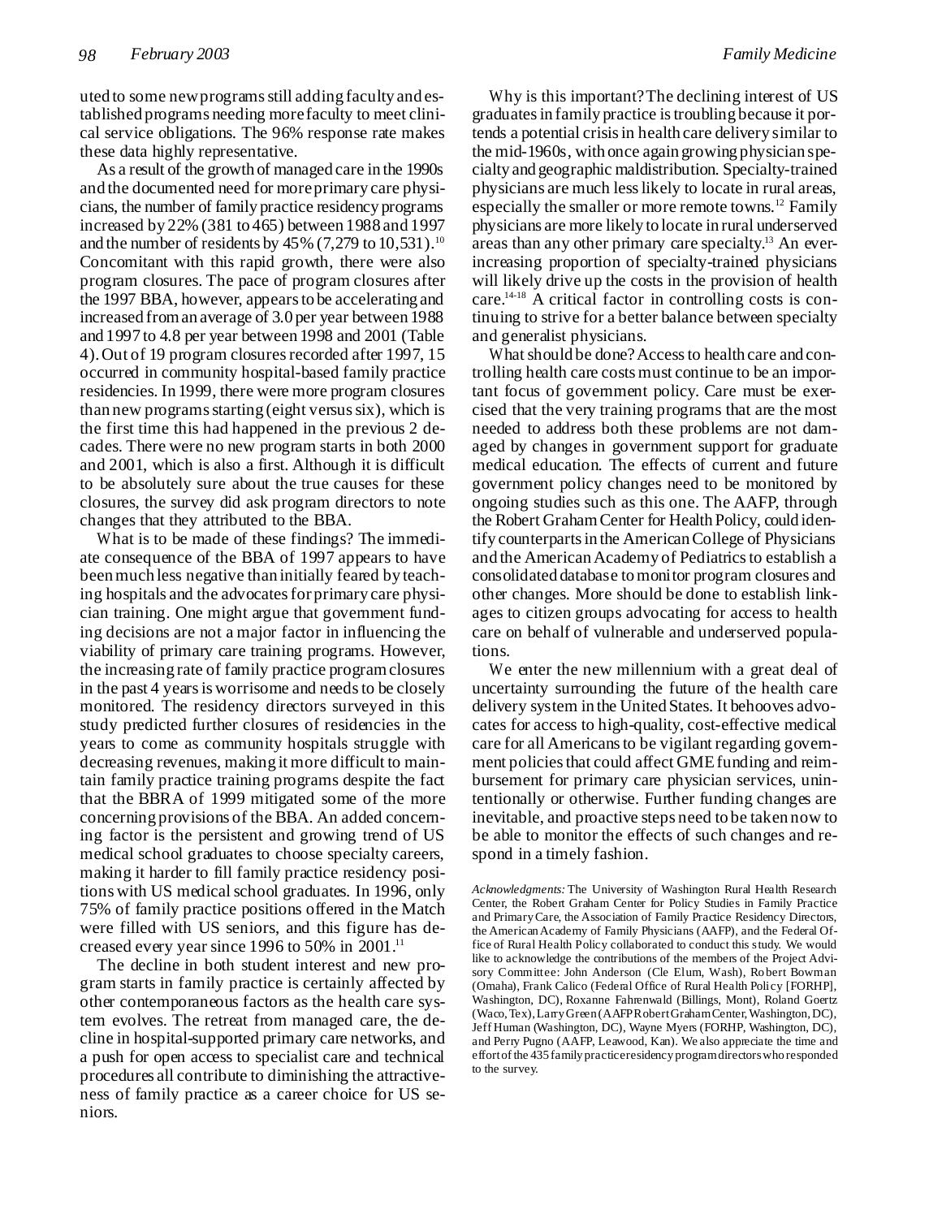uted to some new programs still adding faculty and established programs needing more faculty to meet clinical service obligations. The 96% response rate makes these data highly representative.

As a result of the growth of managed care in the 1990s and the documented need for more primary care physicians, the number of family practice residency programs increased by 22% (381 to 465) between 1988 and 1997 and the number of residents by 45% (7,279 to 10,531).[10] Concomitant with this rapid growth, there were also program closures. The pace of program closures after the 1997 BBA, however, appears to be accelerating and increased from an average of 3.0 per year between 1988 and 1997 to 4.8 per year between 1998 and 2001 (Table 4). Out of 19 program closures recorded after 1997, 15 occurred in community hospital-based family practice residencies. In 1999, there were more program closures than new programs starting (eight versus six), which is the first time this had happened in the previous 2 decades. There were no new program starts in both 2000 and 2001, which is also a first. Although it is difficult to be absolutely sure about the true causes for these closures, the survey did ask program directors to note changes that they attributed to the BBA.

What is to be made of these findings? The immediate consequence of the BBA of 1997 appears to have been much less negative than initially feared by teaching hospitals and the advocates for primary care physician training. One might argue that government funding decisions are not a major factor in influencing the viability of primary care training programs. However, the increasing rate of family practice program closures in the past 4 years is worrisome and needs to be closely monitored. The residency directors surveyed in this study predicted further closures of residencies in the years to come as community hospitals struggle with decreasing revenues, making it more difficult to maintain family practice training programs despite the fact that the BBRA of 1999 mitigated some of the more concerning provisions of the BBA. An added concerning factor is the persistent and growing trend of US medical school graduates to choose specialty careers, making it harder to fill family practice residency positions with US medical school graduates. In 1996, only 75% of family practice positions offered in the Match were filled with US seniors, and this figure has decreased every year since 1996 to 50% in 2001.[11]

The decline in both student interest and new program starts in family practice is certainly affected by other contemporaneous factors as the health care system evolves. The retreat from managed care, the decline in hospital-supported primary care networks, and a push for open access to specialist care and technical procedures all contribute to diminishing the attractiveness of family practice as a career choice for US seniors.

Why is this important? The declining interest of US graduates in family practice is troubling because it portends a potential crisis in health care delivery similar to the mid-1960s, with once again growing physician specialty and geographic maldistribution. Specialty-trained physicians are much less likely to locate in rural areas, especially the smaller or more remote towns.[12] Family physicians are more likely to locate in rural underserved areas than any other primary care specialty.[13] An ever-increasing proportion of specialty-trained physicians will likely drive up the costs in the provision of health care.[14-18] A critical factor in controlling costs is continuing to strive for a better balance between specialty and generalist physicians.

What should be done? Access to health care and controlling health care costs must continue to be an important focus of government policy. Care must be exercised that the very training programs that are the most needed to address both these problems are not damaged by changes in government support for graduate medical education. The effects of current and future government policy changes need to be monitored by ongoing studies such as this one. The AAFP, through the Robert Graham Center for Health Policy, could identify counterparts in the American College of Physicians and the American Academy of Pediatrics to establish a consolidated database to monitor program closures and other changes. More should be done to establish linkages to citizen groups advocating for access to health care on behalf of vulnerable and underserved populations.

We enter the new millennium with a great deal of uncertainty surrounding the future of the health care delivery system in the United States. It behooves advocates for access to high-quality, cost-effective medical care for all Americans to be vigilant regarding government policies that could affect GME funding and reimbursement for primary care physician services, unintentionally or otherwise. Further funding changes are inevitable, and proactive steps need to be taken now to be able to monitor the effects of such changes and respond in a timely fashion.

*Acknowledgments:* The University of Washington Rural Health Research Center, the Robert Graham Center for Policy Studies in Family Practice and Primary Care, the Association of Family Practice Residency Directors, the American Academy of Family Physicians (AAFP), and the Federal Office of Rural Health Policy collaborated to conduct this study. We would like to acknowledge the contributions of the members of the Project Advisory Committee: John Anderson (Cle Elum, Wash), Robert Bowman (Omaha), Frank Calico (Federal Office of Rural Health Policy [FORHP], Washington, DC), Roxanne Fahrenwald (Billings, Mont), Roland Goertz (Waco, Tex), Larry Green (AAFP Robert Graham Center, Washington, DC), Jeff Human (Washington, DC), Wayne Myers (FORHP, Washington, DC), and Perry Pugno (AAFP, Leawood, Kan). We also appreciate the time and effort of the 435 family practice residency program directors who responded to the survey.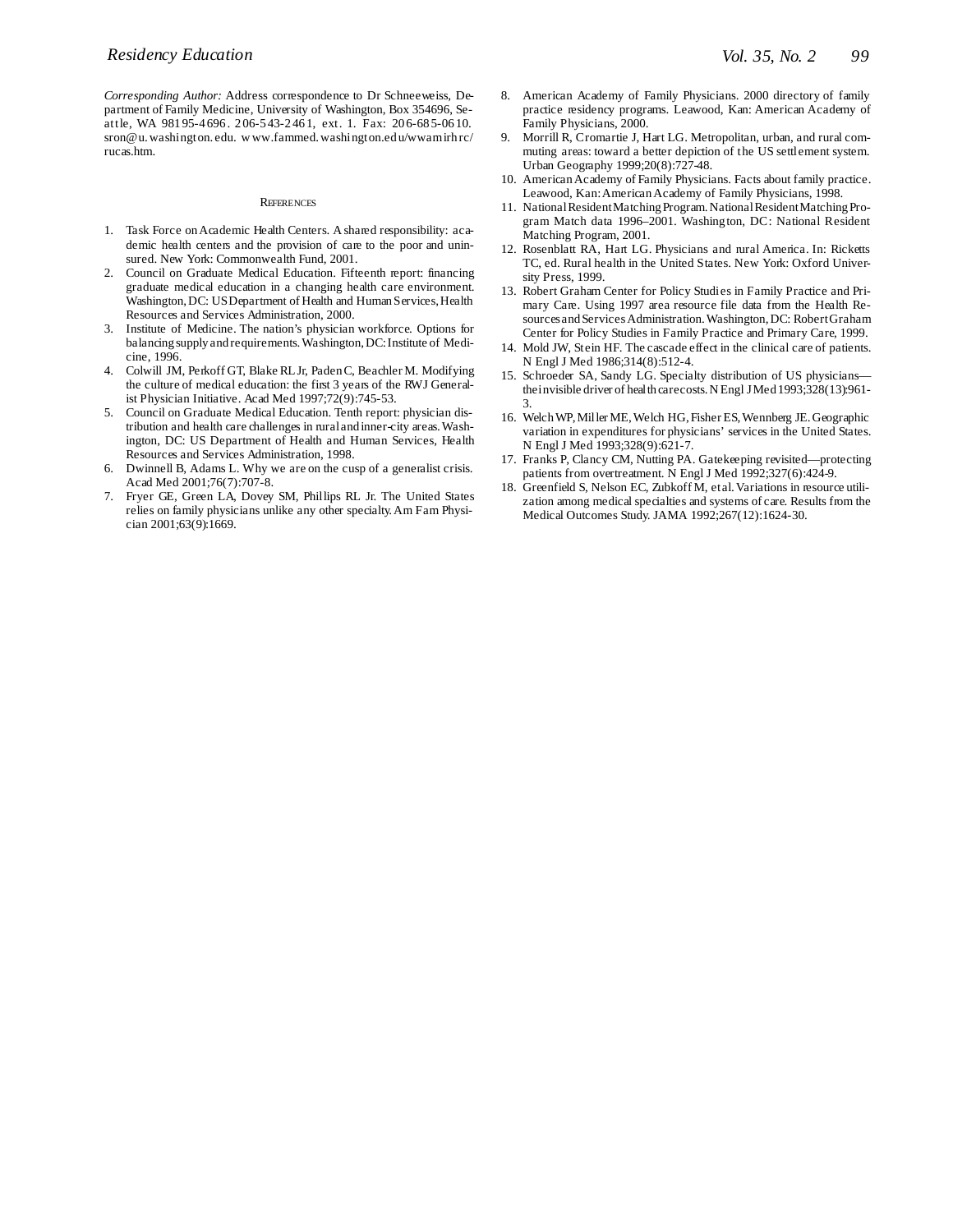*Corresponding Author:* Address correspondence to Dr Schneeweiss, Department of Family Medicine, University of Washington, Box 354696, Seattle, WA 98195-4696. 206-543-2461, ext. 1. Fax: 206-685-0610. sron@u.washington.edu. www.fammed.washington.edu/wwamirhrc/rucas.htm.

## References

1. Task Force on Academic Health Centers. A shared responsibility: academic health centers and the provision of care to the poor and uninsured. New York: Commonwealth Fund, 2001.
2. Council on Graduate Medical Education. Fifteenth report: financing graduate medical education in a changing health care environment. Washington, DC: US Department of Health and Human Services, Health Resources and Services Administration, 2000.
3. Institute of Medicine. The nation's physician workforce. Options for balancing supply and requirements. Washington, DC: Institute of Medicine, 1996.
4. Colwill JM, Perkoff GT, Blake RL Jr, Paden C, Beachler M. Modifying the culture of medical education: the first 3 years of the RWJ Generalist Physician Initiative. Acad Med 1997;72(9):745-53.
5. Council on Graduate Medical Education. Tenth report: physician distribution and health care challenges in rural and inner-city areas. Washington, DC: US Department of Health and Human Services, Health Resources and Services Administration, 1998.
6. Dwinnell B, Adams L. Why we are on the cusp of a generalist crisis. Acad Med 2001;76(7):707-8.
7. Fryer GE, Green LA, Dovey SM, Phillips RL Jr. The United States relies on family physicians unlike any other specialty. Am Fam Physician 2001;63(9):1669.
8. American Academy of Family Physicians. 2000 directory of family practice residency programs. Leawood, Kan: American Academy of Family Physicians, 2000.
9. Morrill R, Cromartie J, Hart LG. Metropolitan, urban, and rural commuting areas: toward a better depiction of the US settlement system. Urban Geography 1999;20(8):727-48.
10. American Academy of Family Physicians. Facts about family practice. Leawood, Kan: American Academy of Family Physicians, 1998.
11. National Resident Matching Program. National Resident Matching Program Match data 1996–2001. Washington, DC: National Resident Matching Program, 2001.
12. Rosenblatt RA, Hart LG. Physicians and rural America. In: Ricketts TC, ed. Rural health in the United States. New York: Oxford University Press, 1999.
13. Robert Graham Center for Policy Studies in Family Practice and Primary Care. Using 1997 area resource file data from the Health Resources and Services Administration. Washington, DC: Robert Graham Center for Policy Studies in Family Practice and Primary Care, 1999.
14. Mold JW, Stein HF. The cascade effect in the clinical care of patients. N Engl J Med 1986;314(8):512-4.
15. Schroeder SA, Sandy LG. Specialty distribution of US physicians—the invisible driver of health care costs. N Engl J Med 1993;328(13):961-3.
16. Welch WP, Miller ME, Welch HG, Fisher ES, Wennberg JE. Geographic variation in expenditures for physicians' services in the United States. N Engl J Med 1993;328(9):621-7.
17. Franks P, Clancy CM, Nutting PA. Gatekeeping revisited—protecting patients from overtreatment. N Engl J Med 1992;327(6):424-9.
18. Greenfield S, Nelson EC, Zubkoff M, et al. Variations in resource utilization among medical specialties and systems of care. Results from the Medical Outcomes Study. JAMA 1992;267(12):1624-30.